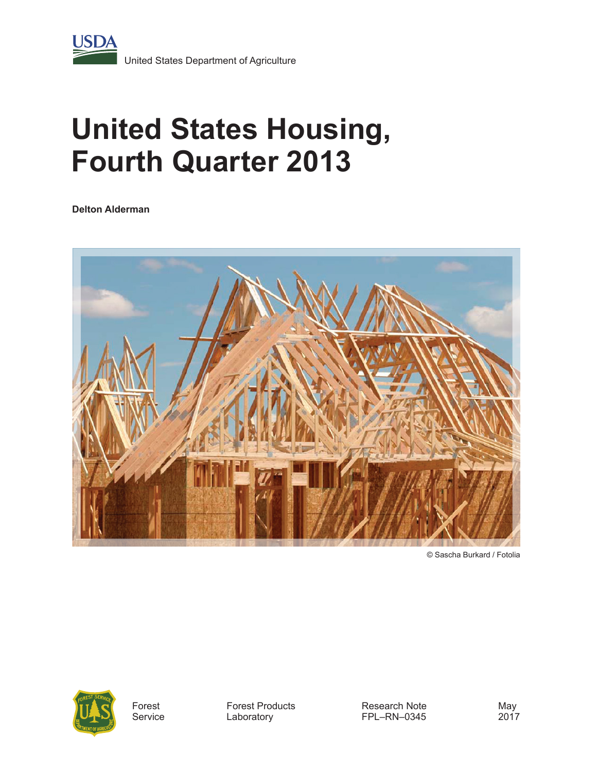USDA

United States Department of Agriculture

# United States Housing, Fourth Quarter 2013

**Delton Alderman**

© Sascha Burkard / Fotolia

Forest Service

Forest Products Laboratory

Research Note FPL–RN–0345

May 2017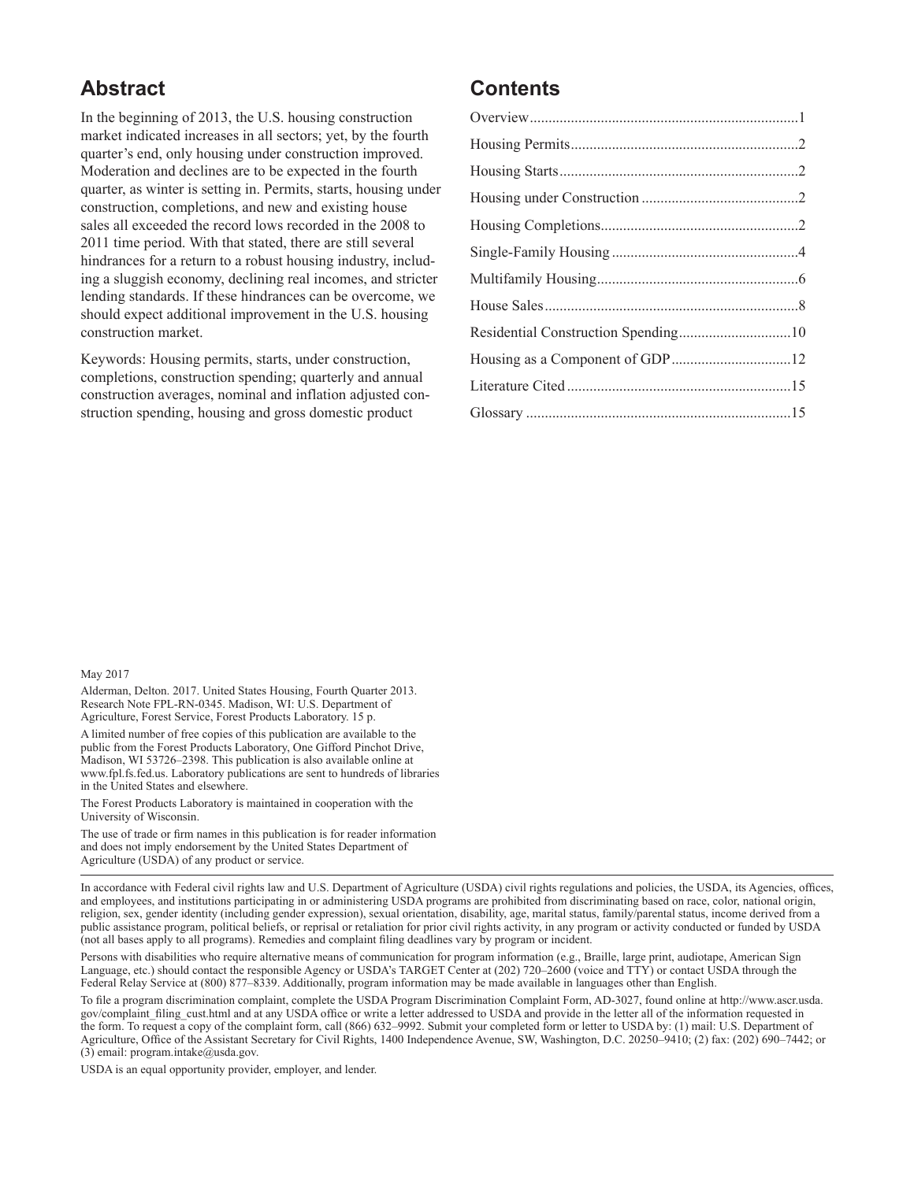## Abstract

In the beginning of 2013, the U.S. housing construction market indicated increases in all sectors; yet, by the fourth quarter's end, only housing under construction improved. Moderation and declines are to be expected in the fourth quarter, as winter is setting in. Permits, starts, housing under construction, completions, and new and existing house sales all exceeded the record lows recorded in the 2008 to 2011 time period. With that stated, there are still several hindrances for a return to a robust housing industry, including a sluggish economy, declining real incomes, and stricter lending standards. If these hindrances can be overcome, we should expect additional improvement in the U.S. housing construction market.

Keywords: Housing permits, starts, under construction, completions, construction spending; quarterly and annual construction averages, nominal and inflation adjusted construction spending, housing and gross domestic product

## Contents

Overview........................................................................1
Housing Permits..............................................................2
Housing Starts.................................................................2
Housing under Construction ..........................................2
Housing Completions.....................................................2
Single-Family Housing ..................................................4
Multifamily Housing......................................................6
House Sales....................................................................8
Residential Construction Spending..............................10
Housing as a Component of GDP................................12
Literature Cited............................................................15
Glossary .......................................................................15

May 2017

Alderman, Delton. 2017. United States Housing, Fourth Quarter 2013. Research Note FPL-RN-0345. Madison, WI: U.S. Department of Agriculture, Forest Service, Forest Products Laboratory. 15 p.

A limited number of free copies of this publication are available to the public from the Forest Products Laboratory, One Gifford Pinchot Drive, Madison, WI 53726–2398. This publication is also available online at www.fpl.fs.fed.us. Laboratory publications are sent to hundreds of libraries in the United States and elsewhere.

The Forest Products Laboratory is maintained in cooperation with the University of Wisconsin.

The use of trade or firm names in this publication is for reader information and does not imply endorsement by the United States Department of Agriculture (USDA) of any product or service.

In accordance with Federal civil rights law and U.S. Department of Agriculture (USDA) civil rights regulations and policies, the USDA, its Agencies, offices, and employees, and institutions participating in or administering USDA programs are prohibited from discriminating based on race, color, national origin, religion, sex, gender identity (including gender expression), sexual orientation, disability, age, marital status, family/parental status, income derived from a public assistance program, political beliefs, or reprisal or retaliation for prior civil rights activity, in any program or activity conducted or funded by USDA (not all bases apply to all programs). Remedies and complaint filing deadlines vary by program or incident.

Persons with disabilities who require alternative means of communication for program information (e.g., Braille, large print, audiotape, American Sign Language, etc.) should contact the responsible Agency or USDA's TARGET Center at (202) 720–2600 (voice and TTY) or contact USDA through the Federal Relay Service at (800) 877–8339. Additionally, program information may be made available in languages other than English.

To file a program discrimination complaint, complete the USDA Program Discrimination Complaint Form, AD-3027, found online at http://www.ascr.usda.gov/complaint_filing_cust.html and at any USDA office or write a letter addressed to USDA and provide in the letter all of the information requested in the form. To request a copy of the complaint form, call (866) 632–9992. Submit your completed form or letter to USDA by: (1) mail: U.S. Department of Agriculture, Office of the Assistant Secretary for Civil Rights, 1400 Independence Avenue, SW, Washington, D.C. 20250–9410; (2) fax: (202) 690–7442; or (3) email: program.intake@usda.gov.

USDA is an equal opportunity provider, employer, and lender.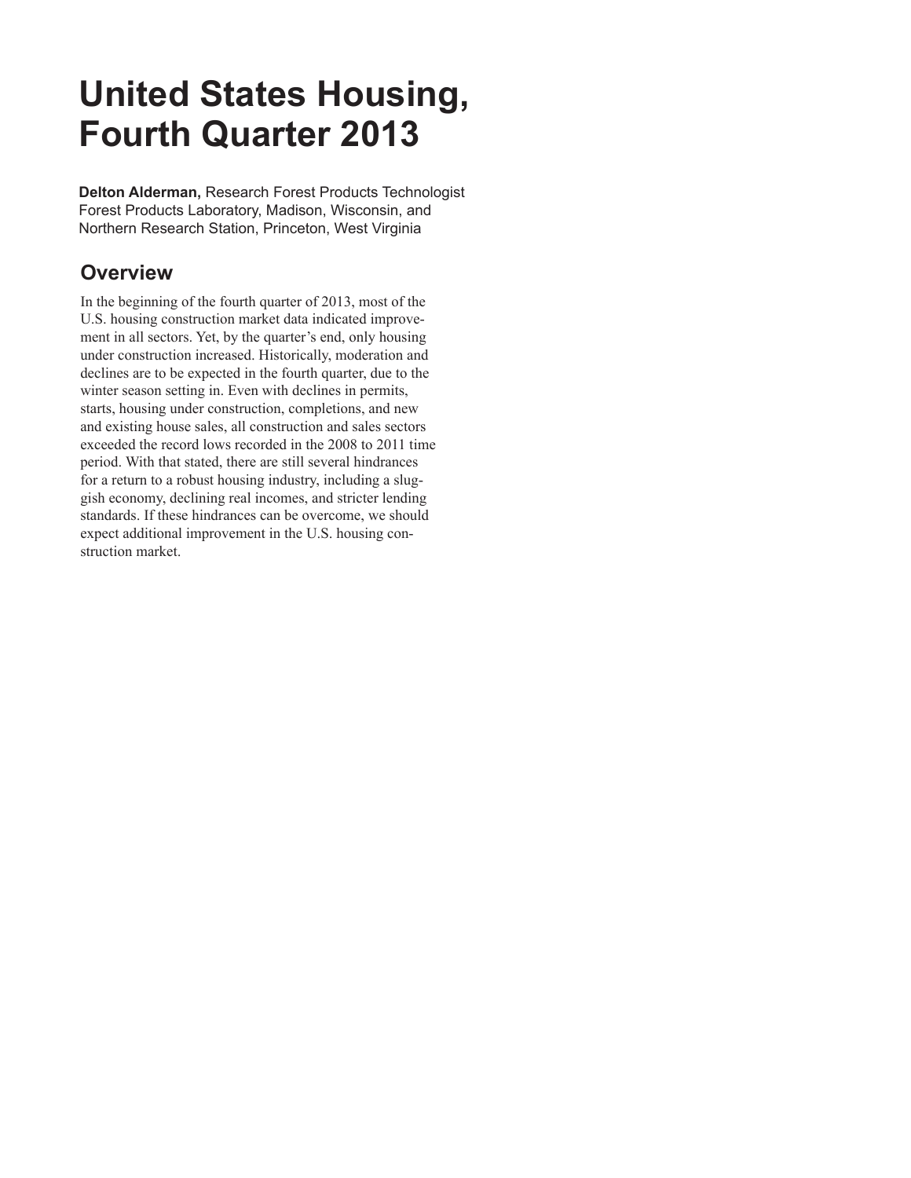# United States Housing, Fourth Quarter 2013

**Delton Alderman,** Research Forest Products Technologist
Forest Products Laboratory, Madison, Wisconsin, and
Northern Research Station, Princeton, West Virginia

## Overview

In the beginning of the fourth quarter of 2013, most of the U.S. housing construction market data indicated improvement in all sectors. Yet, by the quarter's end, only housing under construction increased. Historically, moderation and declines are to be expected in the fourth quarter, due to the winter season setting in. Even with declines in permits, starts, housing under construction, completions, and new and existing house sales, all construction and sales sectors exceeded the record lows recorded in the 2008 to 2011 time period. With that stated, there are still several hindrances for a return to a robust housing industry, including a sluggish economy, declining real incomes, and stricter lending standards. If these hindrances can be overcome, we should expect additional improvement in the U.S. housing construction market.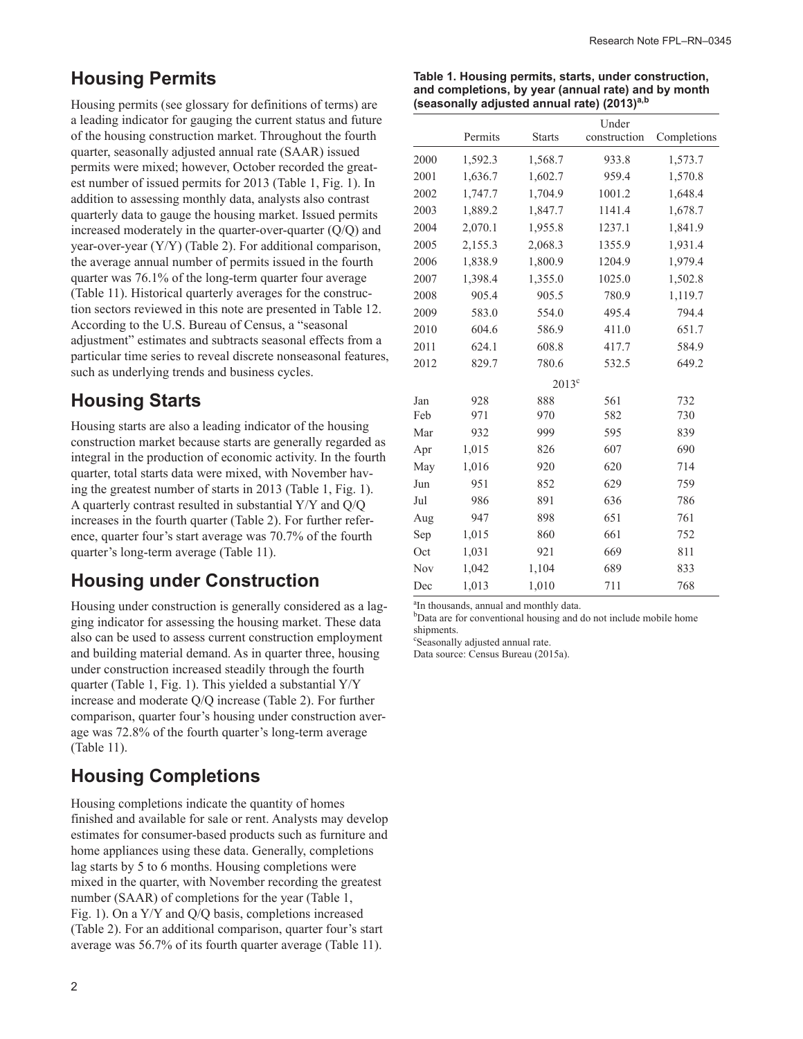## Housing Permits

Housing permits (see glossary for definitions of terms) are a leading indicator for gauging the current status and future of the housing construction market. Throughout the fourth quarter, seasonally adjusted annual rate (SAAR) issued permits were mixed; however, October recorded the greatest number of issued permits for 2013 (Table 1, Fig. 1). In addition to assessing monthly data, analysts also contrast quarterly data to gauge the housing market. Issued permits increased moderately in the quarter-over-quarter (Q/Q) and year-over-year (Y/Y) (Table 2). For additional comparison, the average annual number of permits issued in the fourth quarter was 76.1% of the long-term quarter four average (Table 11). Historical quarterly averages for the construction sectors reviewed in this note are presented in Table 12. According to the U.S. Bureau of Census, a "seasonal adjustment" estimates and subtracts seasonal effects from a particular time series to reveal discrete nonseasonal features, such as underlying trends and business cycles.

## Housing Starts

Housing starts are also a leading indicator of the housing construction market because starts are generally regarded as integral in the production of economic activity. In the fourth quarter, total starts data were mixed, with November having the greatest number of starts in 2013 (Table 1, Fig. 1). A quarterly contrast resulted in substantial Y/Y and Q/Q increases in the fourth quarter (Table 2). For further reference, quarter four's start average was 70.7% of the fourth quarter's long-term average (Table 11).

## Housing under Construction

Housing under construction is generally considered as a lagging indicator for assessing the housing market. These data also can be used to assess current construction employment and building material demand. As in quarter three, housing under construction increased steadily through the fourth quarter (Table 1, Fig. 1). This yielded a substantial Y/Y increase and moderate Q/Q increase (Table 2). For further comparison, quarter four's housing under construction average was 72.8% of the fourth quarter's long-term average (Table 11).

## Housing Completions

Housing completions indicate the quantity of homes finished and available for sale or rent. Analysts may develop estimates for consumer-based products such as furniture and home appliances using these data. Generally, completions lag starts by 5 to 6 months. Housing completions were mixed in the quarter, with November recording the greatest number (SAAR) of completions for the year (Table 1, Fig. 1). On a Y/Y and Q/Q basis, completions increased (Table 2). For an additional comparison, quarter four's start average was 56.7% of its fourth quarter average (Table 11).

**Table 1. Housing permits, starts, under construction, and completions, by year (annual rate) and by month (seasonally adjusted annual rate) (2013)[a,b]**

| | Permits | Starts | Under construction | Completions |
|---|---|---|---|---|
| 2000 | 1,592.3 | 1,568.7 | 933.8 | 1,573.7 |
| 2001 | 1,636.7 | 1,602.7 | 959.4 | 1,570.8 |
| 2002 | 1,747.7 | 1,704.9 | 1001.2 | 1,648.4 |
| 2003 | 1,889.2 | 1,847.7 | 1141.4 | 1,678.7 |
| 2004 | 2,070.1 | 1,955.8 | 1237.1 | 1,841.9 |
| 2005 | 2,155.3 | 2,068.3 | 1355.9 | 1,931.4 |
| 2006 | 1,838.9 | 1,800.9 | 1204.9 | 1,979.4 |
| 2007 | 1,398.4 | 1,355.0 | 1025.0 | 1,502.8 |
| 2008 | 905.4 | 905.5 | 780.9 | 1,119.7 |
| 2009 | 583.0 | 554.0 | 495.4 | 794.4 |
| 2010 | 604.6 | 586.9 | 411.0 | 651.7 |
| 2011 | 624.1 | 608.8 | 417.7 | 584.9 |
| 2012 | 829.7 | 780.6 | 532.5 | 649.2 |
| | | 2013[c] | | |
| Jan | 928 | 888 | 561 | 732 |
| Feb | 971 | 970 | 582 | 730 |
| Mar | 932 | 999 | 595 | 839 |
| Apr | 1,015 | 826 | 607 | 690 |
| May | 1,016 | 920 | 620 | 714 |
| Jun | 951 | 852 | 629 | 759 |
| Jul | 986 | 891 | 636 | 786 |
| Aug | 947 | 898 | 651 | 761 |
| Sep | 1,015 | 860 | 661 | 752 |
| Oct | 1,031 | 921 | 669 | 811 |
| Nov | 1,042 | 1,104 | 689 | 833 |
| Dec | 1,013 | 1,010 | 711 | 768 |

[a]In thousands, annual and monthly data.
[b]Data are for conventional housing and do not include mobile home shipments.
[c]Seasonally adjusted annual rate.
Data source: Census Bureau (2015a).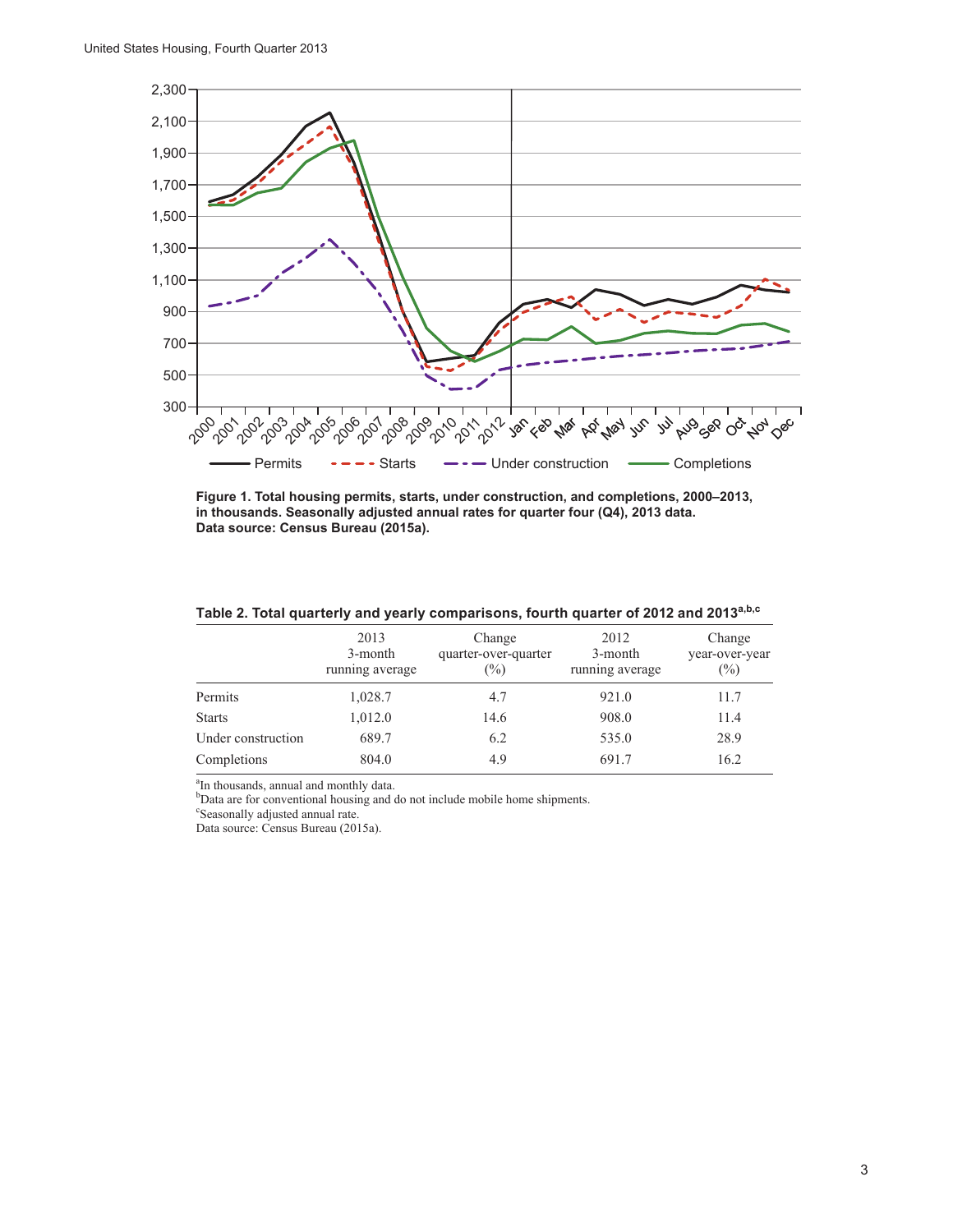**Figure 1. Total housing permits, starts, under construction, and completions, 2000–2013, in thousands. Seasonally adjusted annual rates for quarter four (Q4), 2013 data. Data source: Census Bureau (2015a).**

**Table 2. Total quarterly and yearly comparisons, fourth quarter of 2012 and 2013[a,b,c]**

| | 2013 3-month running average | Change quarter-over-quarter (%) | 2012 3-month running average | Change year-over-year (%) |
|---|---|---|---|---|
| Permits | 1,028.7 | 4.7 | 921.0 | 11.7 |
| Starts | 1,012.0 | 14.6 | 908.0 | 11.4 |
| Under construction | 689.7 | 6.2 | 535.0 | 28.9 |
| Completions | 804.0 | 4.9 | 691.7 | 16.2 |

[a]In thousands, annual and monthly data.
[b]Data are for conventional housing and do not include mobile home shipments.
[c]Seasonally adjusted annual rate.
Data source: Census Bureau (2015a).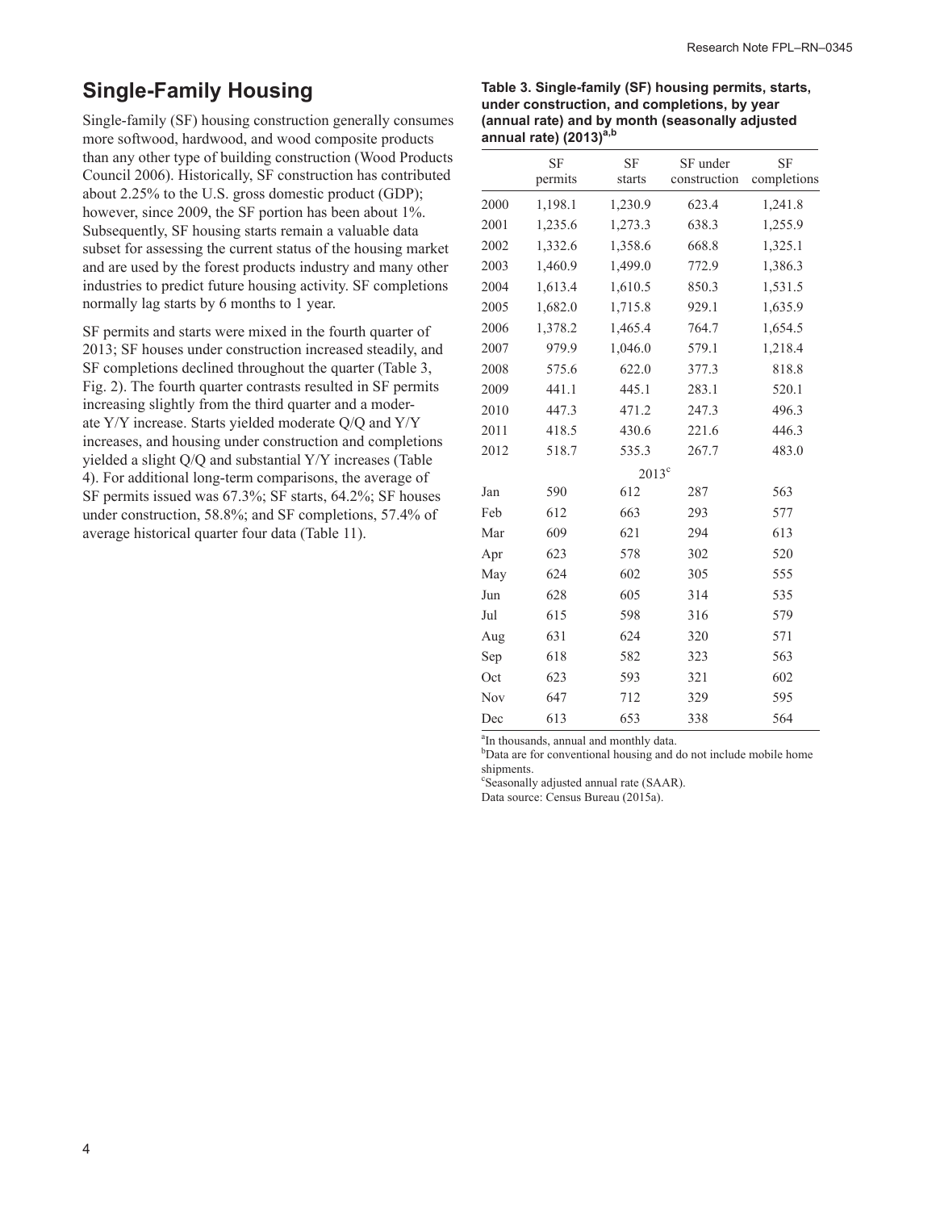## Single-Family Housing

Single-family (SF) housing construction generally consumes more softwood, hardwood, and wood composite products than any other type of building construction (Wood Products Council 2006). Historically, SF construction has contributed about 2.25% to the U.S. gross domestic product (GDP); however, since 2009, the SF portion has been about 1%. Subsequently, SF housing starts remain a valuable data subset for assessing the current status of the housing market and are used by the forest products industry and many other industries to predict future housing activity. SF completions normally lag starts by 6 months to 1 year.

SF permits and starts were mixed in the fourth quarter of 2013; SF houses under construction increased steadily, and SF completions declined throughout the quarter (Table 3, Fig. 2). The fourth quarter contrasts resulted in SF permits increasing slightly from the third quarter and a moderate Y/Y increase. Starts yielded moderate Q/Q and Y/Y increases, and housing under construction and completions yielded a slight Q/Q and substantial Y/Y increases (Table 4). For additional long-term comparisons, the average of SF permits issued was 67.3%; SF starts, 64.2%; SF houses under construction, 58.8%; and SF completions, 57.4% of average historical quarter four data (Table 11).

**Table 3. Single-family (SF) housing permits, starts, under construction, and completions, by year (annual rate) and by month (seasonally adjusted annual rate) (2013)[a,b]**

| | SF permits | SF starts | SF under construction | SF completions |
|---|---|---|---|---|
| 2000 | 1,198.1 | 1,230.9 | 623.4 | 1,241.8 |
| 2001 | 1,235.6 | 1,273.3 | 638.3 | 1,255.9 |
| 2002 | 1,332.6 | 1,358.6 | 668.8 | 1,325.1 |
| 2003 | 1,460.9 | 1,499.0 | 772.9 | 1,386.3 |
| 2004 | 1,613.4 | 1,610.5 | 850.3 | 1,531.5 |
| 2005 | 1,682.0 | 1,715.8 | 929.1 | 1,635.9 |
| 2006 | 1,378.2 | 1,465.4 | 764.7 | 1,654.5 |
| 2007 | 979.9 | 1,046.0 | 579.1 | 1,218.4 |
| 2008 | 575.6 | 622.0 | 377.3 | 818.8 |
| 2009 | 441.1 | 445.1 | 283.1 | 520.1 |
| 2010 | 447.3 | 471.2 | 247.3 | 496.3 |
| 2011 | 418.5 | 430.6 | 221.6 | 446.3 |
| 2012 | 518.7 | 535.3 | 267.7 | 483.0 |
| | | 2013[c] | | |
| Jan | 590 | 612 | 287 | 563 |
| Feb | 612 | 663 | 293 | 577 |
| Mar | 609 | 621 | 294 | 613 |
| Apr | 623 | 578 | 302 | 520 |
| May | 624 | 602 | 305 | 555 |
| Jun | 628 | 605 | 314 | 535 |
| Jul | 615 | 598 | 316 | 579 |
| Aug | 631 | 624 | 320 | 571 |
| Sep | 618 | 582 | 323 | 563 |
| Oct | 623 | 593 | 321 | 602 |
| Nov | 647 | 712 | 329 | 595 |
| Dec | 613 | 653 | 338 | 564 |

[a]In thousands, annual and monthly data.
[b]Data are for conventional housing and do not include mobile home shipments.
[c]Seasonally adjusted annual rate (SAAR).
Data source: Census Bureau (2015a).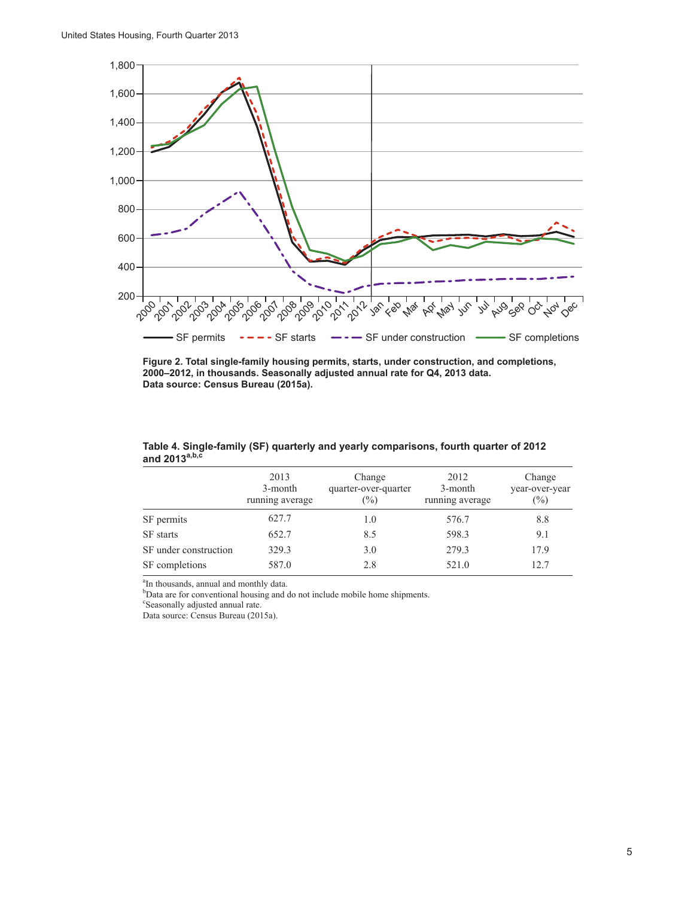**Figure 2. Total single-family housing permits, starts, under construction, and completions, 2000–2012, in thousands. Seasonally adjusted annual rate for Q4, 2013 data. Data source: Census Bureau (2015a).**

**Table 4. Single-family (SF) quarterly and yearly comparisons, fourth quarter of 2012 and 2013[a,b,c]**

| | 2013 3-month running average | Change quarter-over-quarter (%) | 2012 3-month running average | Change year-over-year (%) |
|---|---|---|---|---|
| SF permits | 627.7 | 1.0 | 576.7 | 8.8 |
| SF starts | 652.7 | 8.5 | 598.3 | 9.1 |
| SF under construction | 329.3 | 3.0 | 279.3 | 17.9 |
| SF completions | 587.0 | 2.8 | 521.0 | 12.7 |

[a]In thousands, annual and monthly data.
[b]Data are for conventional housing and do not include mobile home shipments.
[c]Seasonally adjusted annual rate.
Data source: Census Bureau (2015a).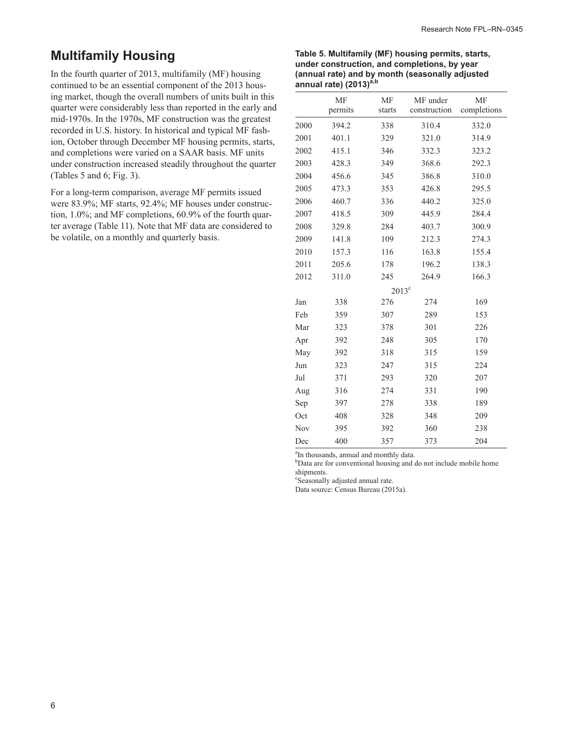## Multifamily Housing

In the fourth quarter of 2013, multifamily (MF) housing continued to be an essential component of the 2013 housing market, though the overall numbers of units built in this quarter were considerably less than reported in the early and mid-1970s. In the 1970s, MF construction was the greatest recorded in U.S. history. In historical and typical MF fashion, October through December MF housing permits, starts, and completions were varied on a SAAR basis. MF units under construction increased steadily throughout the quarter (Tables 5 and 6; Fig. 3).

For a long-term comparison, average MF permits issued were 83.9%; MF starts, 92.4%; MF houses under construction, 1.0%; and MF completions, 60.9% of the fourth quarter average (Table 11). Note that MF data are considered to be volatile, on a monthly and quarterly basis.

**Table 5. Multifamily (MF) housing permits, starts, under construction, and completions, by year (annual rate) and by month (seasonally adjusted annual rate) (2013)[a,b]**

| | MF permits | MF starts | MF under construction | MF completions |
|---|---|---|---|---|
| 2000 | 394.2 | 338 | 310.4 | 332.0 |
| 2001 | 401.1 | 329 | 321.0 | 314.9 |
| 2002 | 415.1 | 346 | 332.3 | 323.2 |
| 2003 | 428.3 | 349 | 368.6 | 292.3 |
| 2004 | 456.6 | 345 | 386.8 | 310.0 |
| 2005 | 473.3 | 353 | 426.8 | 295.5 |
| 2006 | 460.7 | 336 | 440.2 | 325.0 |
| 2007 | 418.5 | 309 | 445.9 | 284.4 |
| 2008 | 329.8 | 284 | 403.7 | 300.9 |
| 2009 | 141.8 | 109 | 212.3 | 274.3 |
| 2010 | 157.3 | 116 | 163.8 | 155.4 |
| 2011 | 205.6 | 178 | 196.2 | 138.3 |
| 2012 | 311.0 | 245 | 264.9 | 166.3 |
| | | 2013[c] | | |
| Jan | 338 | 276 | 274 | 169 |
| Feb | 359 | 307 | 289 | 153 |
| Mar | 323 | 378 | 301 | 226 |
| Apr | 392 | 248 | 305 | 170 |
| May | 392 | 318 | 315 | 159 |
| Jun | 323 | 247 | 315 | 224 |
| Jul | 371 | 293 | 320 | 207 |
| Aug | 316 | 274 | 331 | 190 |
| Sep | 397 | 278 | 338 | 189 |
| Oct | 408 | 328 | 348 | 209 |
| Nov | 395 | 392 | 360 | 238 |
| Dec | 400 | 357 | 373 | 204 |

[a]In thousands, annual and monthly data.
[b]Data are for conventional housing and do not include mobile home shipments.
[c]Seasonally adjusted annual rate.
Data source: Census Bureau (2015a).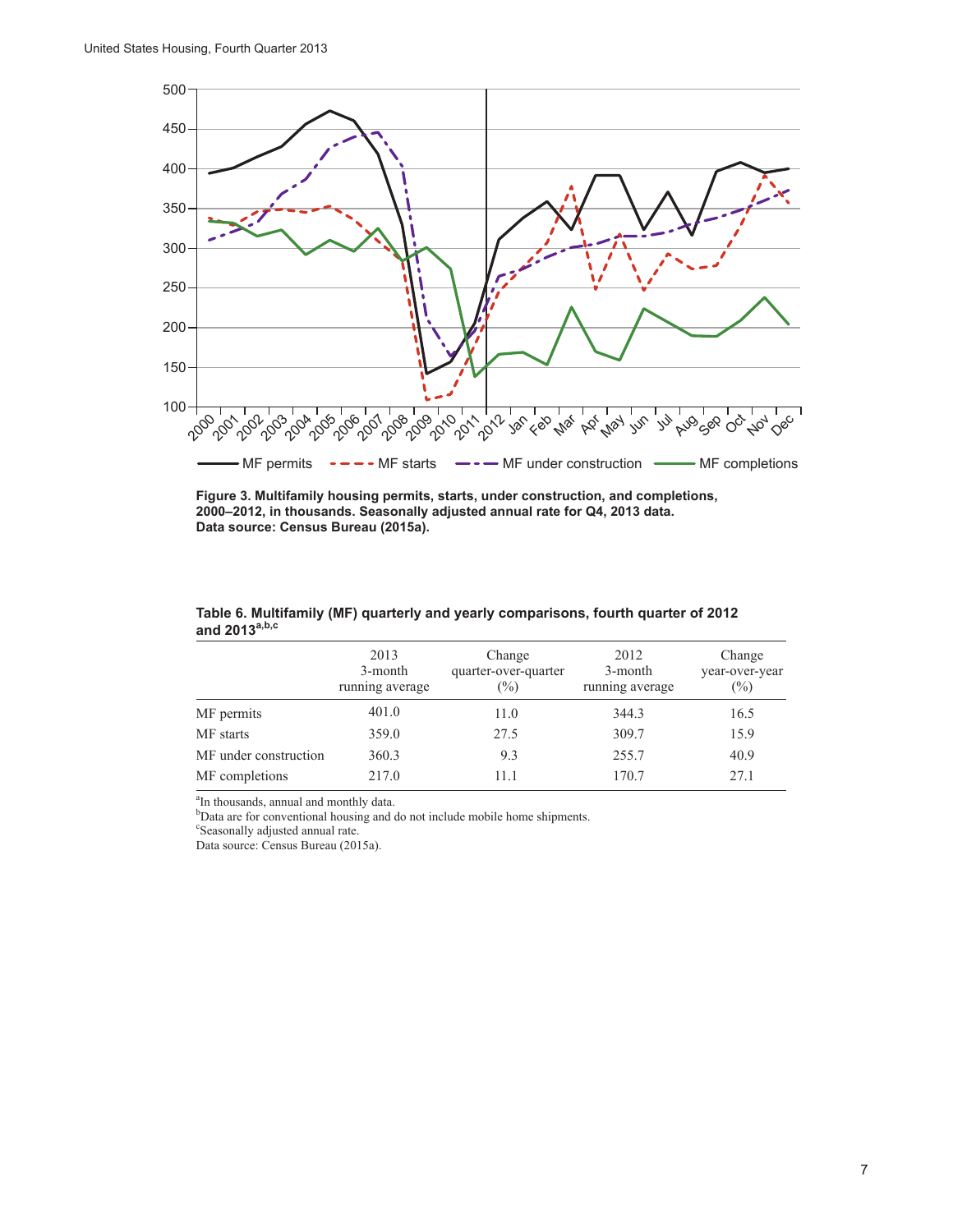**Figure 3. Multifamily housing permits, starts, under construction, and completions, 2000–2012, in thousands. Seasonally adjusted annual rate for Q4, 2013 data. Data source: Census Bureau (2015a).**

**Table 6. Multifamily (MF) quarterly and yearly comparisons, fourth quarter of 2012 and 2013[a,b,c]**

| | 2013 3-month running average | Change quarter-over-quarter (%) | 2012 3-month running average | Change year-over-year (%) |
|---|---|---|---|---|
| MF permits | 401.0 | 11.0 | 344.3 | 16.5 |
| MF starts | 359.0 | 27.5 | 309.7 | 15.9 |
| MF under construction | 360.3 | 9.3 | 255.7 | 40.9 |
| MF completions | 217.0 | 11.1 | 170.7 | 27.1 |

[a]In thousands, annual and monthly data.
[b]Data are for conventional housing and do not include mobile home shipments.
[c]Seasonally adjusted annual rate.
Data source: Census Bureau (2015a).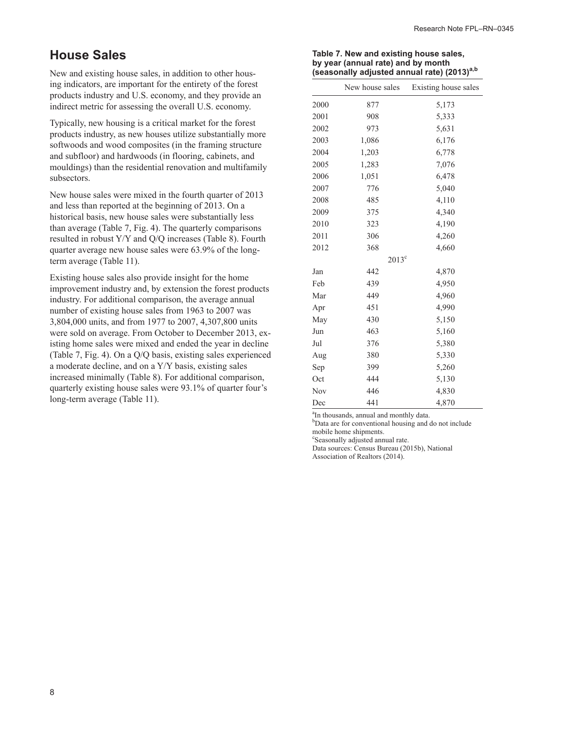## House Sales

New and existing house sales, in addition to other housing indicators, are important for the entirety of the forest products industry and U.S. economy, and they provide an indirect metric for assessing the overall U.S. economy.

Typically, new housing is a critical market for the forest products industry, as new houses utilize substantially more softwoods and wood composites (in the framing structure and subfloor) and hardwoods (in flooring, cabinets, and mouldings) than the residential renovation and multifamily subsectors.

New house sales were mixed in the fourth quarter of 2013 and less than reported at the beginning of 2013. On a historical basis, new house sales were substantially less than average (Table 7, Fig. 4). The quarterly comparisons resulted in robust Y/Y and Q/Q increases (Table 8). Fourth quarter average new house sales were 63.9% of the long-term average (Table 11).

Existing house sales also provide insight for the home improvement industry and, by extension the forest products industry. For additional comparison, the average annual number of existing house sales from 1963 to 2007 was 3,804,000 units, and from 1977 to 2007, 4,307,800 units were sold on average. From October to December 2013, existing home sales were mixed and ended the year in decline (Table 7, Fig. 4). On a Q/Q basis, existing sales experienced a moderate decline, and on a Y/Y basis, existing sales increased minimally (Table 8). For additional comparison, quarterly existing house sales were 93.1% of quarter four's long-term average (Table 11).

**Table 7. New and existing house sales, by year (annual rate) and by month (seasonally adjusted annual rate) (2013)[a,b]**

| | New house sales | Existing house sales |
|---|---|---|
| 2000 | 877 | 5,173 |
| 2001 | 908 | 5,333 |
| 2002 | 973 | 5,631 |
| 2003 | 1,086 | 6,176 |
| 2004 | 1,203 | 6,778 |
| 2005 | 1,283 | 7,076 |
| 2006 | 1,051 | 6,478 |
| 2007 | 776 | 5,040 |
| 2008 | 485 | 4,110 |
| 2009 | 375 | 4,340 |
| 2010 | 323 | 4,190 |
| 2011 | 306 | 4,260 |
| 2012 | 368 | 4,660 |
| | 2013[c] | |
| Jan | 442 | 4,870 |
| Feb | 439 | 4,950 |
| Mar | 449 | 4,960 |
| Apr | 451 | 4,990 |
| May | 430 | 5,150 |
| Jun | 463 | 5,160 |
| Jul | 376 | 5,380 |
| Aug | 380 | 5,330 |
| Sep | 399 | 5,260 |
| Oct | 444 | 5,130 |
| Nov | 446 | 4,830 |
| Dec | 441 | 4,870 |

[a]In thousands, annual and monthly data.
[b]Data are for conventional housing and do not include mobile home shipments.
[c]Seasonally adjusted annual rate.
Data sources: Census Bureau (2015b), National Association of Realtors (2014).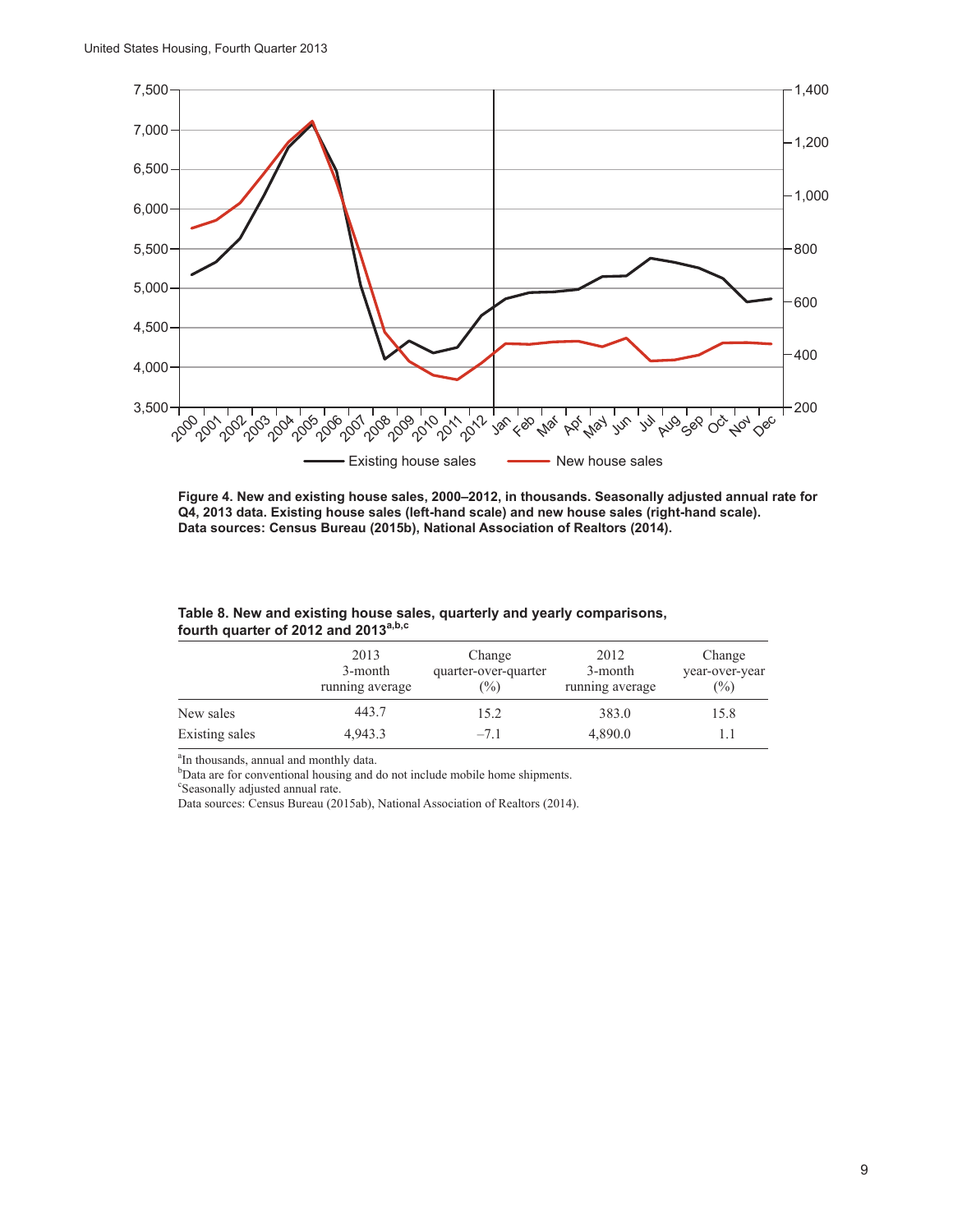**Figure 4. New and existing house sales, 2000–2012, in thousands. Seasonally adjusted annual rate for Q4, 2013 data. Existing house sales (left-hand scale) and new house sales (right-hand scale). Data sources: Census Bureau (2015b), National Association of Realtors (2014).**

**Table 8. New and existing house sales, quarterly and yearly comparisons, fourth quarter of 2012 and 2013[a,b,c]**

| | 2013 3-month running average | Change quarter-over-quarter (%) | 2012 3-month running average | Change year-over-year (%) |
|---|---|---|---|---|
| New sales | 443.7 | 15.2 | 383.0 | 15.8 |
| Existing sales | 4,943.3 | –7.1 | 4,890.0 | 1.1 |

[a]In thousands, annual and monthly data.
[b]Data are for conventional housing and do not include mobile home shipments.
[c]Seasonally adjusted annual rate.
Data sources: Census Bureau (2015ab), National Association of Realtors (2014).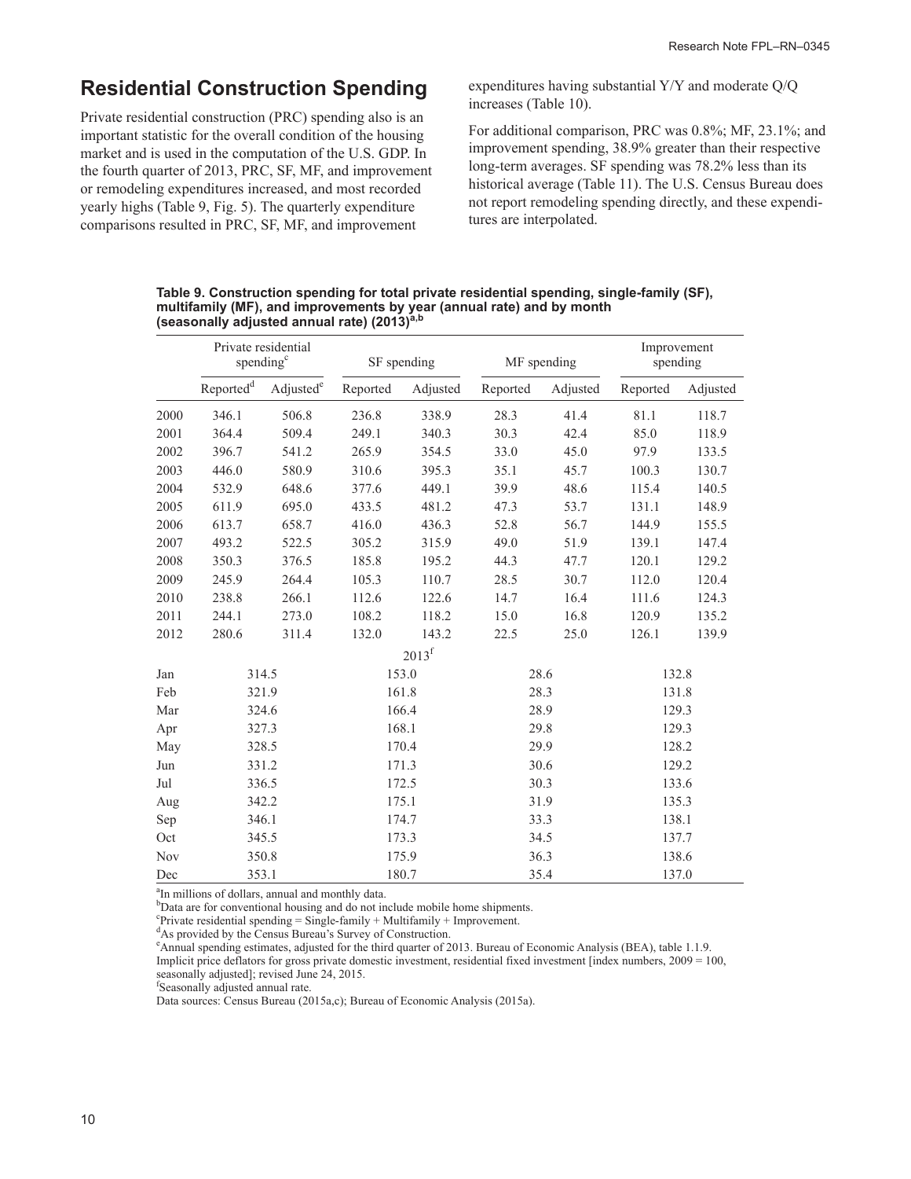## Residential Construction Spending

Private residential construction (PRC) spending also is an important statistic for the overall condition of the housing market and is used in the computation of the U.S. GDP. In the fourth quarter of 2013, PRC, SF, MF, and improvement or remodeling expenditures increased, and most recorded yearly highs (Table 9, Fig. 5). The quarterly expenditure comparisons resulted in PRC, SF, MF, and improvement expenditures having substantial Y/Y and moderate Q/Q increases (Table 10).

For additional comparison, PRC was 0.8%; MF, 23.1%; and improvement spending, 38.9% greater than their respective long-term averages. SF spending was 78.2% less than its historical average (Table 11). The U.S. Census Bureau does not report remodeling spending directly, and these expenditures are interpolated.

**Table 9. Construction spending for total private residential spending, single-family (SF), multifamily (MF), and improvements by year (annual rate) and by month (seasonally adjusted annual rate) (2013)[a,b]**

| | Private residential spending[c] | | SF spending | | MF spending | | Improvement spending | |
|---|---|---|---|---|---|---|---|---|
| | Reported[d] | Adjusted[e] | Reported | Adjusted | Reported | Adjusted | Reported | Adjusted |
| 2000 | 346.1 | 506.8 | 236.8 | 338.9 | 28.3 | 41.4 | 81.1 | 118.7 |
| 2001 | 364.4 | 509.4 | 249.1 | 340.3 | 30.3 | 42.4 | 85.0 | 118.9 |
| 2002 | 396.7 | 541.2 | 265.9 | 354.5 | 33.0 | 45.0 | 97.9 | 133.5 |
| 2003 | 446.0 | 580.9 | 310.6 | 395.3 | 35.1 | 45.7 | 100.3 | 130.7 |
| 2004 | 532.9 | 648.6 | 377.6 | 449.1 | 39.9 | 48.6 | 115.4 | 140.5 |
| 2005 | 611.9 | 695.0 | 433.5 | 481.2 | 47.3 | 53.7 | 131.1 | 148.9 |
| 2006 | 613.7 | 658.7 | 416.0 | 436.3 | 52.8 | 56.7 | 144.9 | 155.5 |
| 2007 | 493.2 | 522.5 | 305.2 | 315.9 | 49.0 | 51.9 | 139.1 | 147.4 |
| 2008 | 350.3 | 376.5 | 185.8 | 195.2 | 44.3 | 47.7 | 120.1 | 129.2 |
| 2009 | 245.9 | 264.4 | 105.3 | 110.7 | 28.5 | 30.7 | 112.0 | 120.4 |
| 2010 | 238.8 | 266.1 | 112.6 | 122.6 | 14.7 | 16.4 | 111.6 | 124.3 |
| 2011 | 244.1 | 273.0 | 108.2 | 118.2 | 15.0 | 16.8 | 120.9 | 135.2 |
| 2012 | 280.6 | 311.4 | 132.0 | 143.2 | 22.5 | 25.0 | 126.1 | 139.9 |
| | | | | 2013[f] | | | | |
| Jan | 314.5 | | 153.0 | | 28.6 | | 132.8 | |
| Feb | 321.9 | | 161.8 | | 28.3 | | 131.8 | |
| Mar | 324.6 | | 166.4 | | 28.9 | | 129.3 | |
| Apr | 327.3 | | 168.1 | | 29.8 | | 129.3 | |
| May | 328.5 | | 170.4 | | 29.9 | | 128.2 | |
| Jun | 331.2 | | 171.3 | | 30.6 | | 129.2 | |
| Jul | 336.5 | | 172.5 | | 30.3 | | 133.6 | |
| Aug | 342.2 | | 175.1 | | 31.9 | | 135.3 | |
| Sep | 346.1 | | 174.7 | | 33.3 | | 138.1 | |
| Oct | 345.5 | | 173.3 | | 34.5 | | 137.7 | |
| Nov | 350.8 | | 175.9 | | 36.3 | | 138.6 | |
| Dec | 353.1 | | 180.7 | | 35.4 | | 137.0 | |

[a]In millions of dollars, annual and monthly data.
[b]Data are for conventional housing and do not include mobile home shipments.
[c]Private residential spending = Single-family + Multifamily + Improvement.
[d]As provided by the Census Bureau's Survey of Construction.
[e]Annual spending estimates, adjusted for the third quarter of 2013. Bureau of Economic Analysis (BEA), table 1.1.9. Implicit price deflators for gross private domestic investment, residential fixed investment [index numbers, 2009 = 100, seasonally adjusted]; revised June 24, 2015.
[f]Seasonally adjusted annual rate.
Data sources: Census Bureau (2015a,c); Bureau of Economic Analysis (2015a).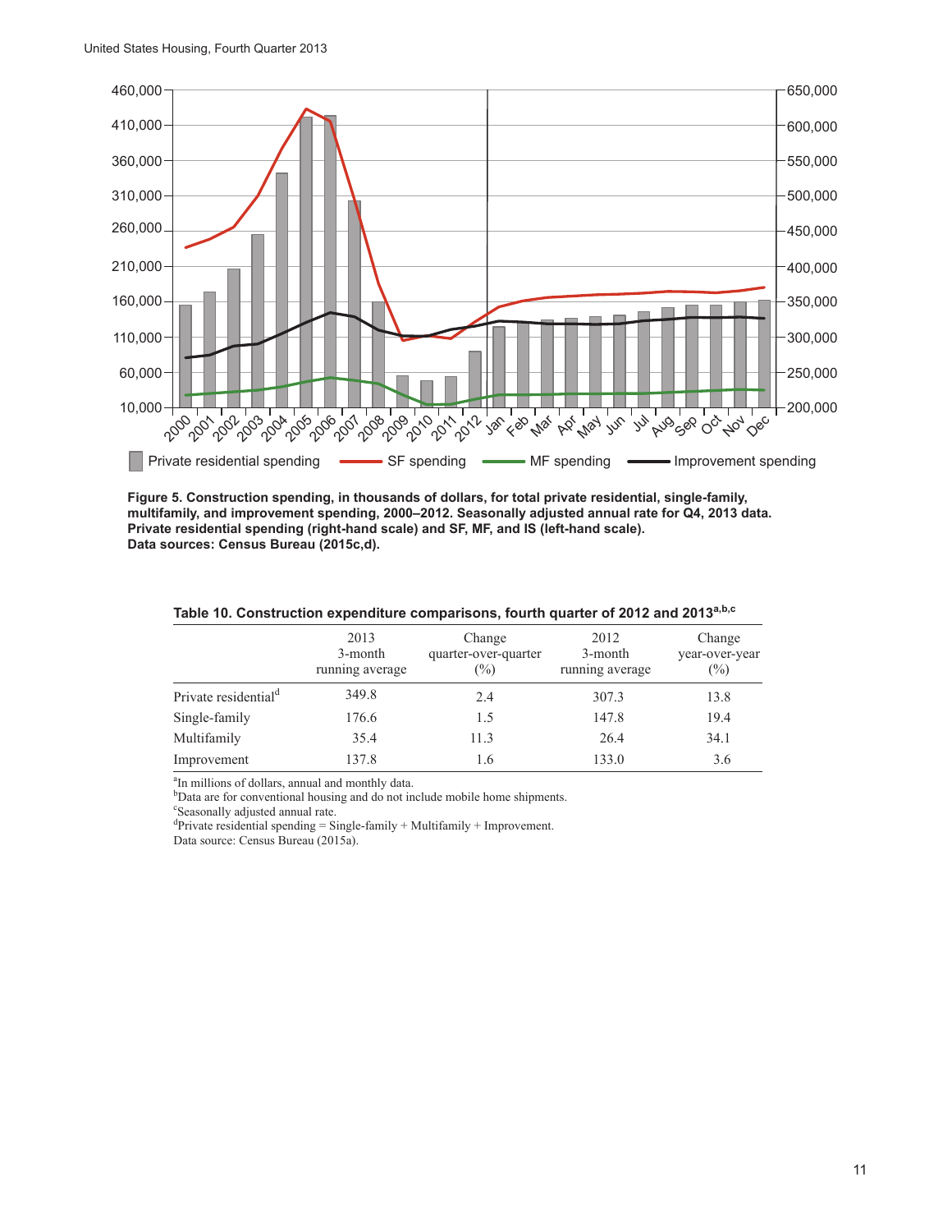Figure 5. Construction spending, in thousands of dollars, for total private residential, single-family, multifamily, and improvement spending, 2000–2012. Seasonally adjusted annual rate for Q4, 2013 data. Private residential spending (right-hand scale) and SF, MF, and IS (left-hand scale).
Data sources: Census Bureau (2015c,d).

**Table 10. Construction expenditure comparisons, fourth quarter of 2012 and 2013[a,b,c]**

| | 2013 3-month running average | Change quarter-over-quarter (%) | 2012 3-month running average | Change year-over-year (%) |
|---|---|---|---|---|
| Private residential[d] | 349.8 | 2.4 | 307.3 | 13.8 |
| Single-family | 176.6 | 1.5 | 147.8 | 19.4 |
| Multifamily | 35.4 | 11.3 | 26.4 | 34.1 |
| Improvement | 137.8 | 1.6 | 133.0 | 3.6 |

[a]In millions of dollars, annual and monthly data.
[b]Data are for conventional housing and do not include mobile home shipments.
[c]Seasonally adjusted annual rate.
[d]Private residential spending = Single-family + Multifamily + Improvement.
Data source: Census Bureau (2015a).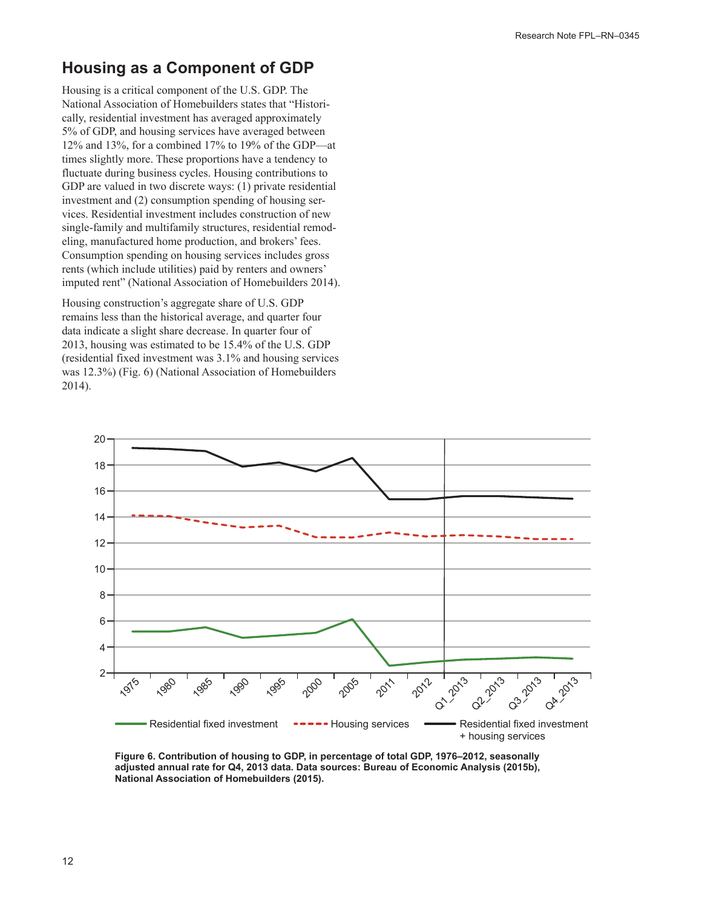## Housing as a Component of GDP

Housing is a critical component of the U.S. GDP. The National Association of Homebuilders states that "Historically, residential investment has averaged approximately 5% of GDP, and housing services have averaged between 12% and 13%, for a combined 17% to 19% of the GDP—at times slightly more. These proportions have a tendency to fluctuate during business cycles. Housing contributions to GDP are valued in two discrete ways: (1) private residential investment and (2) consumption spending of housing services. Residential investment includes construction of new single-family and multifamily structures, residential remodeling, manufactured home production, and brokers' fees. Consumption spending on housing services includes gross rents (which include utilities) paid by renters and owners' imputed rent" (National Association of Homebuilders 2014).

Housing construction's aggregate share of U.S. GDP remains less than the historical average, and quarter four data indicate a slight share decrease. In quarter four of 2013, housing was estimated to be 15.4% of the U.S. GDP (residential fixed investment was 3.1% and housing services was 12.3%) (Fig. 6) (National Association of Homebuilders 2014).

**Figure 6. Contribution of housing to GDP, in percentage of total GDP, 1976–2012, seasonally adjusted annual rate for Q4, 2013 data. Data sources: Bureau of Economic Analysis (2015b), National Association of Homebuilders (2015).**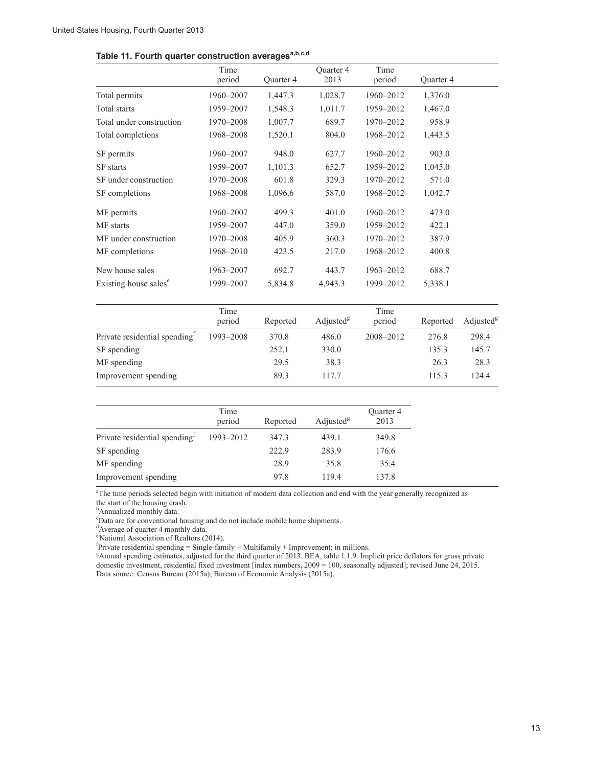## Table 11. Fourth quarter construction averages[a,b,c,d]

| | Time period | Quarter 4 | Quarter 4 2013 | Time period | Quarter 4 |
|---|---|---|---|---|---|
| Total permits | 1960–2007 | 1,447.3 | 1,028.7 | 1960–2012 | 1,376.0 |
| Total starts | 1959–2007 | 1,548.3 | 1,011.7 | 1959–2012 | 1,467.0 |
| Total under construction | 1970–2008 | 1,007.7 | 689.7 | 1970–2012 | 958.9 |
| Total completions | 1968–2008 | 1,520.1 | 804.0 | 1968–2012 | 1,443.5 |
| SF permits | 1960–2007 | 948.0 | 627.7 | 1960–2012 | 903.0 |
| SF starts | 1959–2007 | 1,101.3 | 652.7 | 1959–2012 | 1,045.0 |
| SF under construction | 1970–2008 | 601.8 | 329.3 | 1970–2012 | 571.0 |
| SF completions | 1968–2008 | 1,096.6 | 587.0 | 1968–2012 | 1,042.7 |
| MF permits | 1960–2007 | 499.3 | 401.0 | 1960–2012 | 473.0 |
| MF starts | 1959–2007 | 447.0 | 359.0 | 1959–2012 | 422.1 |
| MF under construction | 1970–2008 | 405.9 | 360.3 | 1970–2012 | 387.9 |
| MF completions | 1968–2010 | 423.5 | 217.0 | 1968–2012 | 400.8 |
| New house sales | 1963–2007 | 692.7 | 443.7 | 1963–2012 | 688.7 |
| Existing house sales[e] | 1999–2007 | 5,834.8 | 4,943.3 | 1999–2012 | 5,338.1 |

| | Time period | Reported | Adjusted[g] | Time period | Reported | Adjusted[g] |
|---|---|---|---|---|---|---|
| Private residential spending[f] | 1993–2008 | 370.8 | 486.0 | 2008–2012 | 276.8 | 298.4 |
| SF spending | | 252.1 | 330.0 | | 135.3 | 145.7 |
| MF spending | | 29.5 | 38.3 | | 26.3 | 28.3 |
| Improvement spending | | 89.3 | 117.7 | | 115.3 | 124.4 |

| | Time period | Reported | Adjusted[g] | Quarter 4 2013 |
|---|---|---|---|---|
| Private residential spending[f] | 1993–2012 | 347.3 | 439.1 | 349.8 |
| SF spending | | 222.9 | 283.9 | 176.6 |
| MF spending | | 28.9 | 35.8 | 35.4 |
| Improvement spending | | 97.8 | 119.4 | 137.8 |

[a]The time periods selected begin with initiation of modern data collection and end with the year generally recognized as the start of the housing crash.
[b]Annualized monthly data.
[c]Data are for conventional housing and do not include mobile home shipments.
[d]Average of quarter 4 monthly data.
[e]National Association of Realtors (2014).
[f]Private residential spending = Single-family + Multifamily + Improvement; in millions.
[g]Annual spending estimates, adjusted for the third quarter of 2013. BEA, table 1.1.9. Implicit price deflators for gross private domestic investment, residential fixed investment [index numbers, 2009 = 100, seasonally adjusted]; revised June 24, 2015.
Data source: Census Bureau (2015a); Bureau of Economic Analysis (2015a).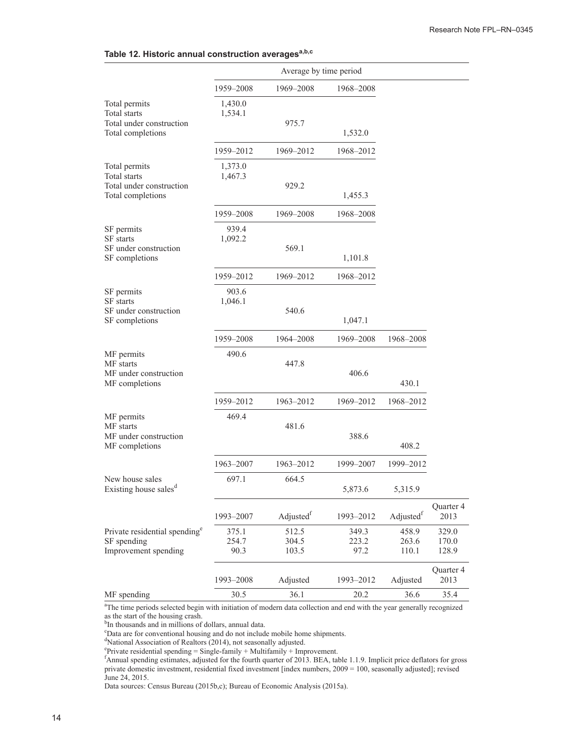**Table 12. Historic annual construction averages[a,b,c]**

| | Average by time period | | | | |
|---|---|---|---|---|---|
| | 1959–2008 | 1969–2008 | 1968–2008 | | |
| Total permits | 1,430.0 | | | | |
| Total starts | 1,534.1 | | | | |
| Total under construction | | 975.7 | | | |
| Total completions | | | 1,532.0 | | |
| | 1959–2012 | 1969–2012 | 1968–2012 | | |
| Total permits | 1,373.0 | | | | |
| Total starts | 1,467.3 | | | | |
| Total under construction | | 929.2 | | | |
| Total completions | | | 1,455.3 | | |
| | 1959–2008 | 1969–2008 | 1968–2008 | | |
| SF permits | 939.4 | | | | |
| SF starts | 1,092.2 | | | | |
| SF under construction | | 569.1 | | | |
| SF completions | | | 1,101.8 | | |
| | 1959–2012 | 1969–2012 | 1968–2012 | | |
| SF permits | 903.6 | | | | |
| SF starts | 1,046.1 | | | | |
| SF under construction | | 540.6 | | | |
| SF completions | | | 1,047.1 | | |
| | 1959–2008 | 1964–2008 | 1969–2008 | 1968–2008 | |
| MF permits | 490.6 | | | | |
| MF starts | | 447.8 | | | |
| MF under construction | | | 406.6 | | |
| MF completions | | | | 430.1 | |
| | 1959–2012 | 1963–2012 | 1969–2012 | 1968–2012 | |
| MF permits | 469.4 | | | | |
| MF starts | | 481.6 | | | |
| MF under construction | | | 388.6 | | |
| MF completions | | | | 408.2 | |
| | 1963–2007 | 1963–2012 | 1999–2007 | 1999–2012 | |
| New house sales | 697.1 | 664.5 | | | |
| Existing house sales[d] | | | 5,873.6 | 5,315.9 | |
| | 1993–2007 | Adjusted[f] | 1993–2012 | Adjusted[f] | Quarter 4 2013 |
| Private residential spending[e] | 375.1 | 512.5 | 349.3 | 458.9 | 329.0 |
| SF spending | 254.7 | 304.5 | 223.2 | 263.6 | 170.0 |
| Improvement spending | 90.3 | 103.5 | 97.2 | 110.1 | 128.9 |
| | 1993–2008 | Adjusted | 1993–2012 | Adjusted | Quarter 4 2013 |
| MF spending | 30.5 | 36.1 | 20.2 | 36.6 | 35.4 |

[a]The time periods selected begin with initiation of modern data collection and end with the year generally recognized as the start of the housing crash.
[b]In thousands and in millions of dollars, annual data.
[c]Data are for conventional housing and do not include mobile home shipments.
[d]National Association of Realtors (2014), not seasonally adjusted.
[e]Private residential spending = Single-family + Multifamily + Improvement.
[f]Annual spending estimates, adjusted for the fourth quarter of 2013. BEA, table 1.1.9. Implicit price deflators for gross private domestic investment, residential fixed investment [index numbers, 2009 = 100, seasonally adjusted]; revised June 24, 2015.
Data sources: Census Bureau (2015b,c); Bureau of Economic Analysis (2015a).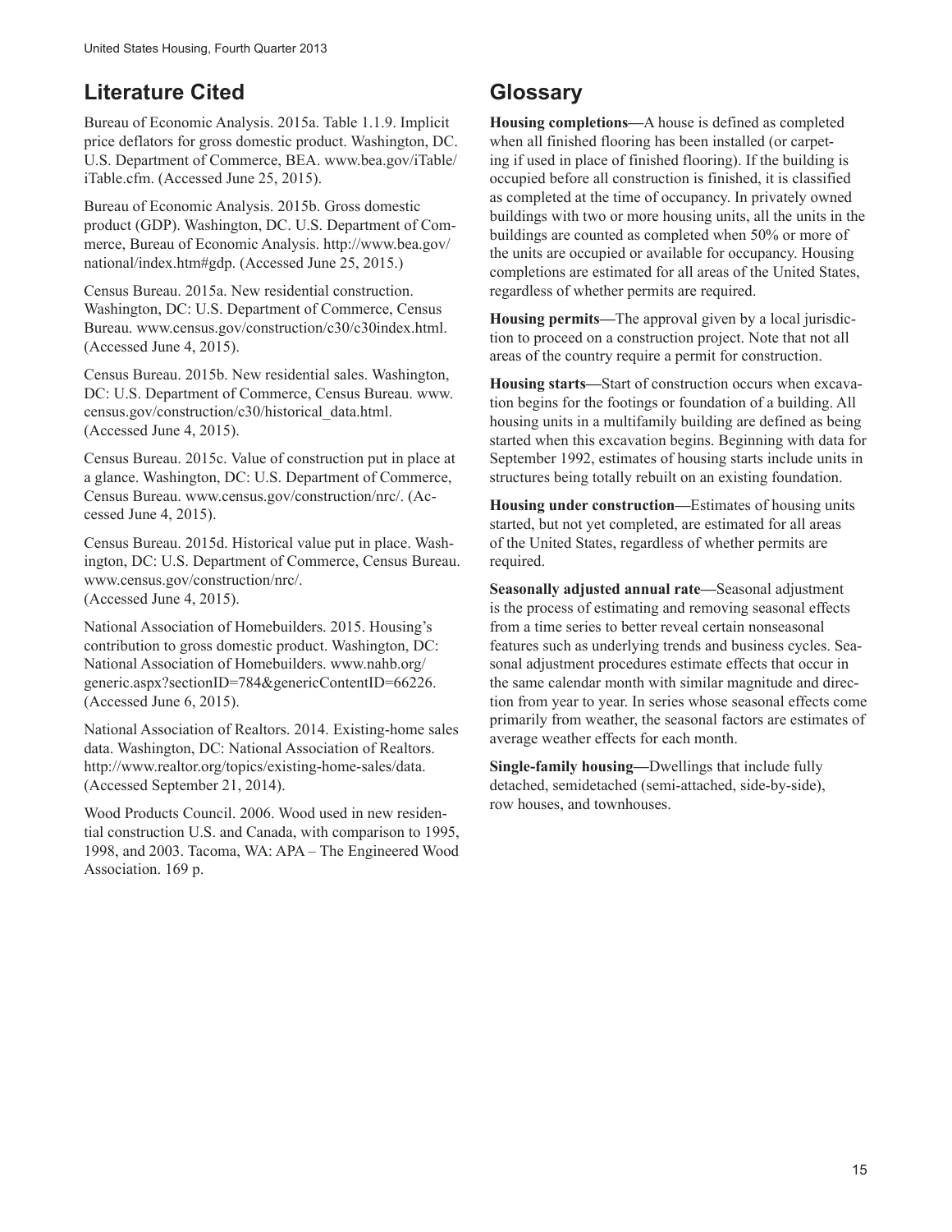## Literature Cited

Bureau of Economic Analysis. 2015a. Table 1.1.9. Implicit price deflators for gross domestic product. Washington, DC. U.S. Department of Commerce, BEA. www.bea.gov/iTable/iTable.cfm. (Accessed June 25, 2015).

Bureau of Economic Analysis. 2015b. Gross domestic product (GDP). Washington, DC. U.S. Department of Commerce, Bureau of Economic Analysis. http://www.bea.gov/national/index.htm#gdp. (Accessed June 25, 2015.)

Census Bureau. 2015a. New residential construction. Washington, DC: U.S. Department of Commerce, Census Bureau. www.census.gov/construction/c30/c30index.html. (Accessed June 4, 2015).

Census Bureau. 2015b. New residential sales. Washington, DC: U.S. Department of Commerce, Census Bureau. www.census.gov/construction/c30/historical_data.html. (Accessed June 4, 2015).

Census Bureau. 2015c. Value of construction put in place at a glance. Washington, DC: U.S. Department of Commerce, Census Bureau. www.census.gov/construction/nrc/. (Accessed June 4, 2015).

Census Bureau. 2015d. Historical value put in place. Washington, DC: U.S. Department of Commerce, Census Bureau. www.census.gov/construction/nrc/. (Accessed June 4, 2015).

National Association of Homebuilders. 2015. Housing's contribution to gross domestic product. Washington, DC: National Association of Homebuilders. www.nahb.org/generic.aspx?sectionID=784&genericContentID=66226. (Accessed June 6, 2015).

National Association of Realtors. 2014. Existing-home sales data. Washington, DC: National Association of Realtors. http://www.realtor.org/topics/existing-home-sales/data. (Accessed September 21, 2014).

Wood Products Council. 2006. Wood used in new residential construction U.S. and Canada, with comparison to 1995, 1998, and 2003. Tacoma, WA: APA – The Engineered Wood Association. 169 p.

## Glossary

**Housing completions—**A house is defined as completed when all finished flooring has been installed (or carpeting if used in place of finished flooring). If the building is occupied before all construction is finished, it is classified as completed at the time of occupancy. In privately owned buildings with two or more housing units, all the units in the buildings are counted as completed when 50% or more of the units are occupied or available for occupancy. Housing completions are estimated for all areas of the United States, regardless of whether permits are required.

**Housing permits—**The approval given by a local jurisdiction to proceed on a construction project. Note that not all areas of the country require a permit for construction.

**Housing starts—**Start of construction occurs when excavation begins for the footings or foundation of a building. All housing units in a multifamily building are defined as being started when this excavation begins. Beginning with data for September 1992, estimates of housing starts include units in structures being totally rebuilt on an existing foundation.

**Housing under construction—**Estimates of housing units started, but not yet completed, are estimated for all areas of the United States, regardless of whether permits are required.

**Seasonally adjusted annual rate—**Seasonal adjustment is the process of estimating and removing seasonal effects from a time series to better reveal certain nonseasonal features such as underlying trends and business cycles. Seasonal adjustment procedures estimate effects that occur in the same calendar month with similar magnitude and direction from year to year. In series whose seasonal effects come primarily from weather, the seasonal factors are estimates of average weather effects for each month.

**Single-family housing—**Dwellings that include fully detached, semidetached (semi-attached, side-by-side), row houses, and townhouses.